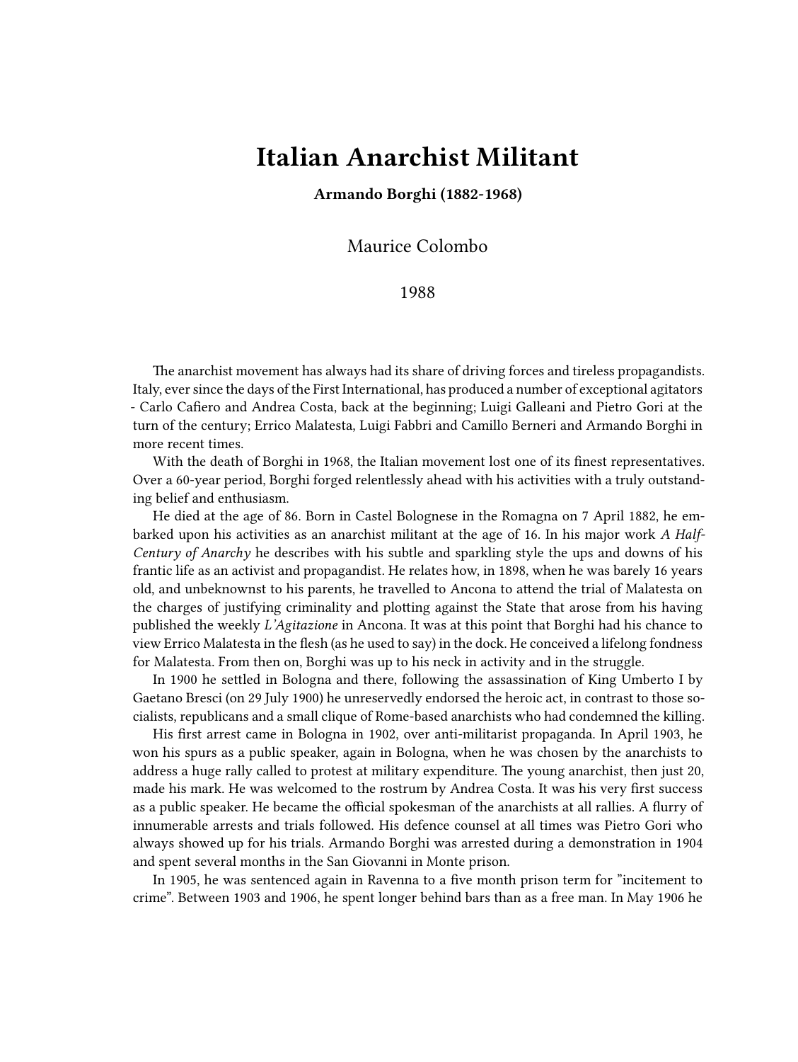# Italian Anarchist Militant

**Armando Borghi (1882-1968)**

Maurice Colombo

1988

The anarchist movement has always had its share of driving forces and tireless propagandists. Italy, ever since the days of the First International, has produced a number of exceptional agitators - Carlo Cafiero and Andrea Costa, back at the beginning; Luigi Galleani and Pietro Gori at the turn of the century; Errico Malatesta, Luigi Fabbri and Camillo Berneri and Armando Borghi in more recent times.

With the death of Borghi in 1968, the Italian movement lost one of its finest representatives. Over a 60-year period, Borghi forged relentlessly ahead with his activities with a truly outstanding belief and enthusiasm.

He died at the age of 86. Born in Castel Bolognese in the Romagna on 7 April 1882, he embarked upon his activities as an anarchist militant at the age of 16. In his major work *A Half-Century of Anarchy* he describes with his subtle and sparkling style the ups and downs of his frantic life as an activist and propagandist. He relates how, in 1898, when he was barely 16 years old, and unbeknownst to his parents, he travelled to Ancona to attend the trial of Malatesta on the charges of justifying criminality and plotting against the State that arose from his having published the weekly *L'Agitazione* in Ancona. It was at this point that Borghi had his chance to view Errico Malatesta in the flesh (as he used to say) in the dock. He conceived a lifelong fondness for Malatesta. From then on, Borghi was up to his neck in activity and in the struggle.

In 1900 he settled in Bologna and there, following the assassination of King Umberto I by Gaetano Bresci (on 29 July 1900) he unreservedly endorsed the heroic act, in contrast to those socialists, republicans and a small clique of Rome-based anarchists who had condemned the killing.

His first arrest came in Bologna in 1902, over anti-militarist propaganda. In April 1903, he won his spurs as a public speaker, again in Bologna, when he was chosen by the anarchists to address a huge rally called to protest at military expenditure. The young anarchist, then just 20, made his mark. He was welcomed to the rostrum by Andrea Costa. It was his very first success as a public speaker. He became the official spokesman of the anarchists at all rallies. A flurry of innumerable arrests and trials followed. His defence counsel at all times was Pietro Gori who always showed up for his trials. Armando Borghi was arrested during a demonstration in 1904 and spent several months in the San Giovanni in Monte prison.

In 1905, he was sentenced again in Ravenna to a five month prison term for "incitement to crime". Between 1903 and 1906, he spent longer behind bars than as a free man. In May 1906 he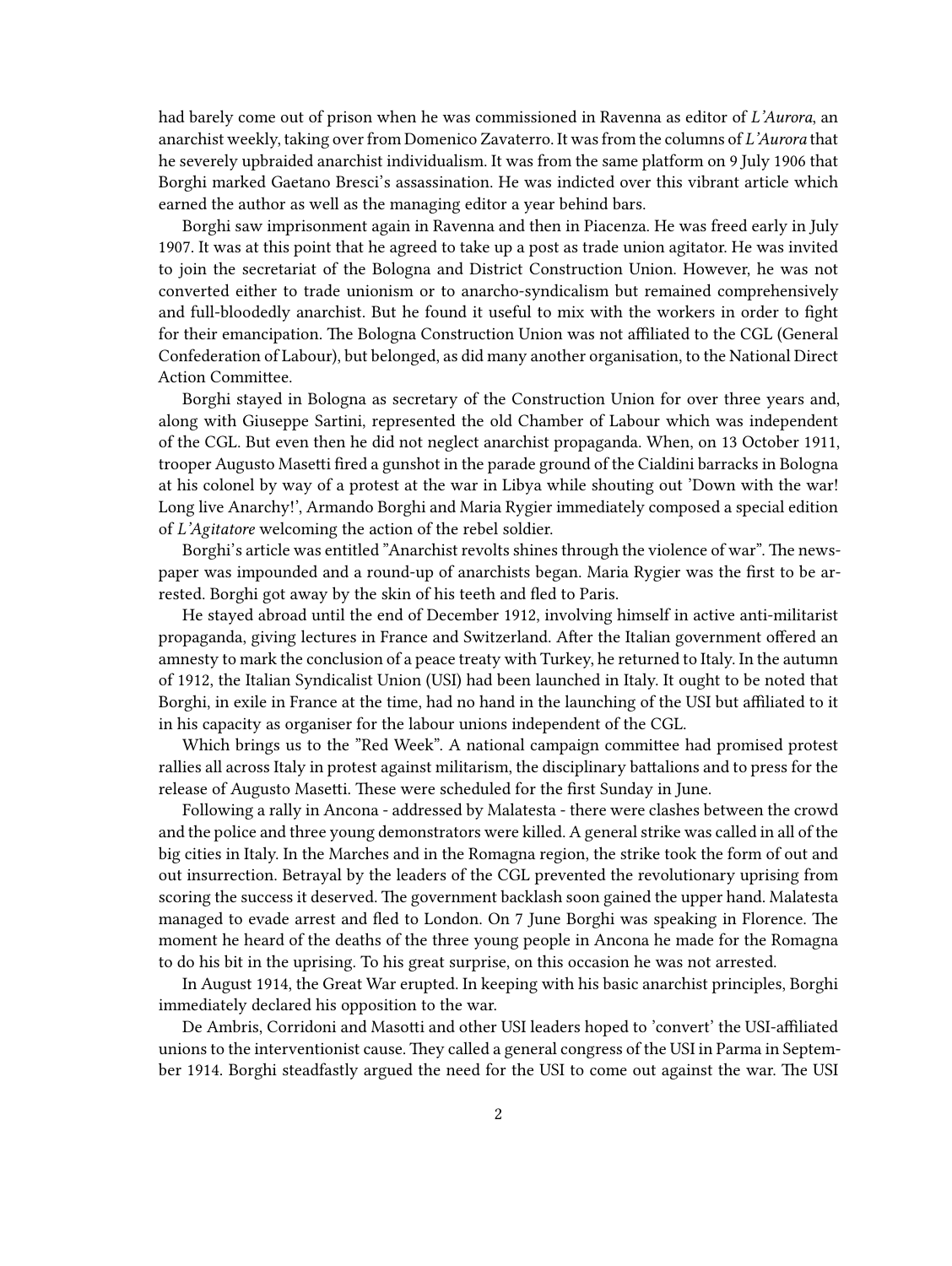had barely come out of prison when he was commissioned in Ravenna as editor of *L'Aurora*, an anarchist weekly, taking over from Domenico Zavaterro. It was from the columns of *L'Aurora* that he severely upbraided anarchist individualism. It was from the same platform on 9 July 1906 that Borghi marked Gaetano Bresci's assassination. He was indicted over this vibrant article which earned the author as well as the managing editor a year behind bars.

Borghi saw imprisonment again in Ravenna and then in Piacenza. He was freed early in July 1907. It was at this point that he agreed to take up a post as trade union agitator. He was invited to join the secretariat of the Bologna and District Construction Union. However, he was not converted either to trade unionism or to anarcho-syndicalism but remained comprehensively and full-bloodedly anarchist. But he found it useful to mix with the workers in order to fight for their emancipation. The Bologna Construction Union was not affiliated to the CGL (General Confederation of Labour), but belonged, as did many another organisation, to the National Direct Action Committee.

Borghi stayed in Bologna as secretary of the Construction Union for over three years and, along with Giuseppe Sartini, represented the old Chamber of Labour which was independent of the CGL. But even then he did not neglect anarchist propaganda. When, on 13 October 1911, trooper Augusto Masetti fired a gunshot in the parade ground of the Cialdini barracks in Bologna at his colonel by way of a protest at the war in Libya while shouting out 'Down with the war! Long live Anarchy!', Armando Borghi and Maria Rygier immediately composed a special edition of *L'Agitatore* welcoming the action of the rebel soldier.

Borghi's article was entitled "Anarchist revolts shines through the violence of war". The newspaper was impounded and a round-up of anarchists began. Maria Rygier was the first to be arrested. Borghi got away by the skin of his teeth and fled to Paris.

He stayed abroad until the end of December 1912, involving himself in active anti-militarist propaganda, giving lectures in France and Switzerland. After the Italian government offered an amnesty to mark the conclusion of a peace treaty with Turkey, he returned to Italy. In the autumn of 1912, the Italian Syndicalist Union (USI) had been launched in Italy. It ought to be noted that Borghi, in exile in France at the time, had no hand in the launching of the USI but affiliated to it in his capacity as organiser for the labour unions independent of the CGL.

Which brings us to the "Red Week". A national campaign committee had promised protest rallies all across Italy in protest against militarism, the disciplinary battalions and to press for the release of Augusto Masetti. These were scheduled for the first Sunday in June.

Following a rally in Ancona - addressed by Malatesta - there were clashes between the crowd and the police and three young demonstrators were killed. A general strike was called in all of the big cities in Italy. In the Marches and in the Romagna region, the strike took the form of out and out insurrection. Betrayal by the leaders of the CGL prevented the revolutionary uprising from scoring the success it deserved. The government backlash soon gained the upper hand. Malatesta managed to evade arrest and fled to London. On 7 June Borghi was speaking in Florence. The moment he heard of the deaths of the three young people in Ancona he made for the Romagna to do his bit in the uprising. To his great surprise, on this occasion he was not arrested.

In August 1914, the Great War erupted. In keeping with his basic anarchist principles, Borghi immediately declared his opposition to the war.

De Ambris, Corridoni and Masotti and other USI leaders hoped to 'convert' the USI-affiliated unions to the interventionist cause. They called a general congress of the USI in Parma in September 1914. Borghi steadfastly argued the need for the USI to come out against the war. The USI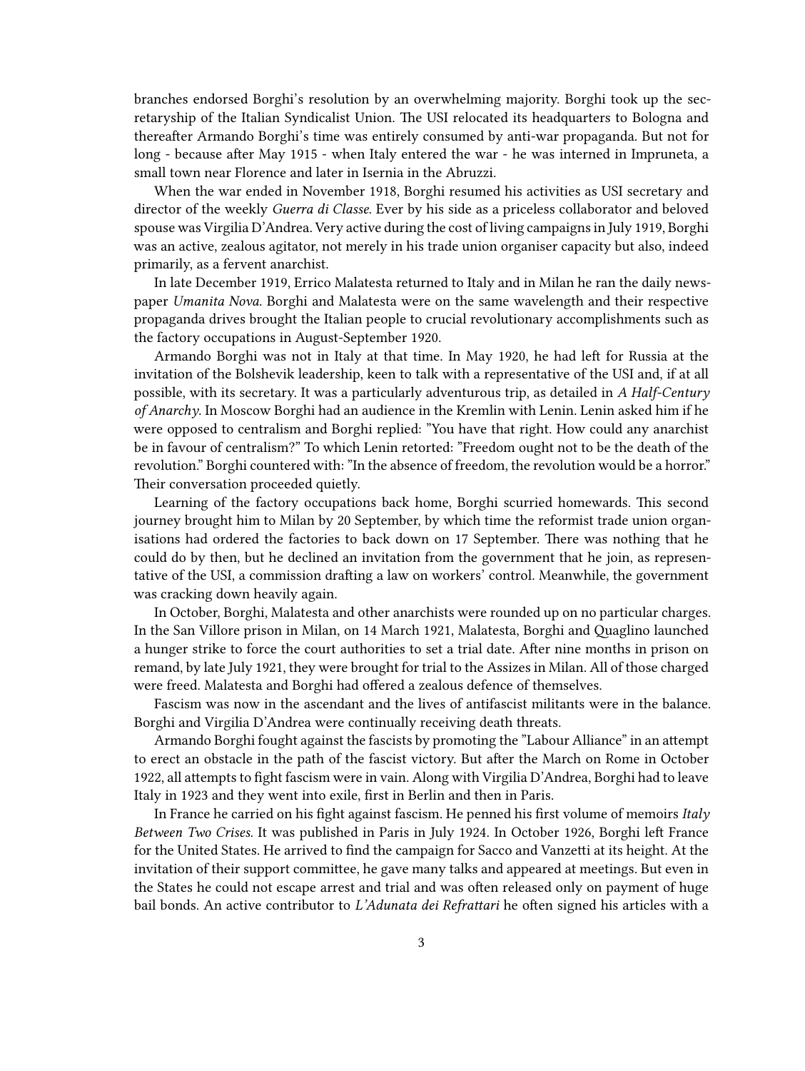branches endorsed Borghi's resolution by an overwhelming majority. Borghi took up the secretaryship of the Italian Syndicalist Union. The USI relocated its headquarters to Bologna and thereafter Armando Borghi's time was entirely consumed by anti-war propaganda. But not for long - because after May 1915 - when Italy entered the war - he was interned in Impruneta, a small town near Florence and later in Isernia in the Abruzzi.

When the war ended in November 1918, Borghi resumed his activities as USI secretary and director of the weekly *Guerra di Classe.* Ever by his side as a priceless collaborator and beloved spouse was Virgilia D'Andrea. Very active during the cost of living campaigns in July 1919, Borghi was an active, zealous agitator, not merely in his trade union organiser capacity but also, indeed primarily, as a fervent anarchist.

In late December 1919, Errico Malatesta returned to Italy and in Milan he ran the daily newspaper *Umanita Nova.* Borghi and Malatesta were on the same wavelength and their respective propaganda drives brought the Italian people to crucial revolutionary accomplishments such as the factory occupations in August-September 1920.

Armando Borghi was not in Italy at that time. In May 1920, he had left for Russia at the invitation of the Bolshevik leadership, keen to talk with a representative of the USI and, if at all possible, with its secretary. It was a particularly adventurous trip, as detailed in *A Half-Century of Anarchy.* In Moscow Borghi had an audience in the Kremlin with Lenin. Lenin asked him if he were opposed to centralism and Borghi replied: "You have that right. How could any anarchist be in favour of centralism?" To which Lenin retorted: "Freedom ought not to be the death of the revolution." Borghi countered with: "In the absence of freedom, the revolution would be a horror." Their conversation proceeded quietly.

Learning of the factory occupations back home, Borghi scurried homewards. This second journey brought him to Milan by 20 September, by which time the reformist trade union organisations had ordered the factories to back down on 17 September. There was nothing that he could do by then, but he declined an invitation from the government that he join, as representative of the USI, a commission drafting a law on workers' control. Meanwhile, the government was cracking down heavily again.

In October, Borghi, Malatesta and other anarchists were rounded up on no particular charges. In the San Villore prison in Milan, on 14 March 1921, Malatesta, Borghi and Quaglino launched a hunger strike to force the court authorities to set a trial date. After nine months in prison on remand, by late July 1921, they were brought for trial to the Assizes in Milan. All of those charged were freed. Malatesta and Borghi had offered a zealous defence of themselves.

Fascism was now in the ascendant and the lives of antifascist militants were in the balance. Borghi and Virgilia D'Andrea were continually receiving death threats.

Armando Borghi fought against the fascists by promoting the "Labour Alliance" in an attempt to erect an obstacle in the path of the fascist victory. But after the March on Rome in October 1922, all attempts to fight fascism were in vain. Along with Virgilia D'Andrea, Borghi had to leave Italy in 1923 and they went into exile, first in Berlin and then in Paris.

In France he carried on his fight against fascism. He penned his first volume of memoirs *Italy Between Two Crises.* It was published in Paris in July 1924. In October 1926, Borghi left France for the United States. He arrived to find the campaign for Sacco and Vanzetti at its height. At the invitation of their support committee, he gave many talks and appeared at meetings. But even in the States he could not escape arrest and trial and was often released only on payment of huge bail bonds. An active contributor to *L'Adunata dei Refrattari* he often signed his articles with a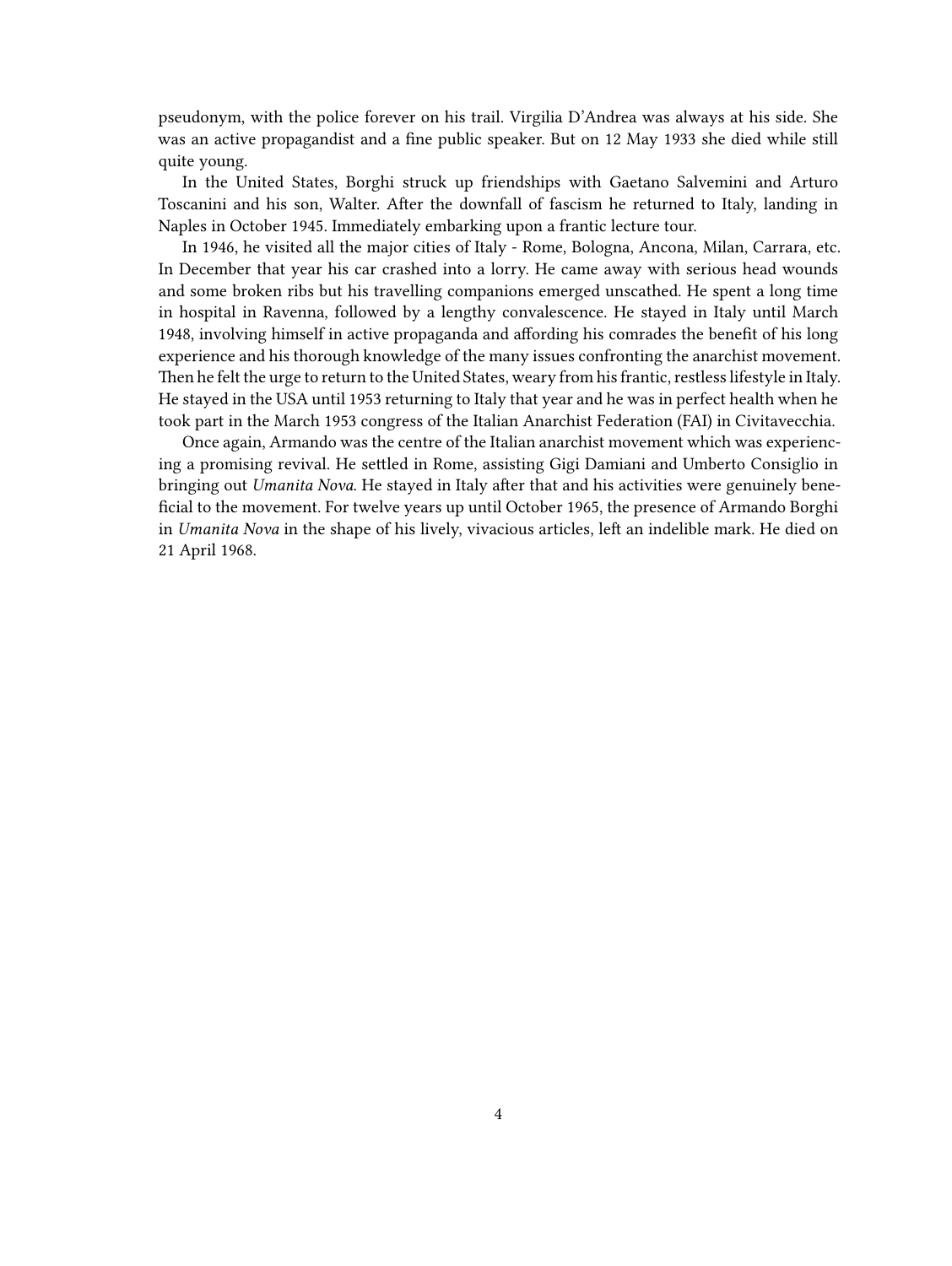pseudonym, with the police forever on his trail. Virgilia D'Andrea was always at his side. She was an active propagandist and a fine public speaker. But on 12 May 1933 she died while still quite young.

In the United States, Borghi struck up friendships with Gaetano Salvemini and Arturo Toscanini and his son, Walter. After the downfall of fascism he returned to Italy, landing in Naples in October 1945. Immediately embarking upon a frantic lecture tour.

In 1946, he visited all the major cities of Italy - Rome, Bologna, Ancona, Milan, Carrara, etc. In December that year his car crashed into a lorry. He came away with serious head wounds and some broken ribs but his travelling companions emerged unscathed. He spent a long time in hospital in Ravenna, followed by a lengthy convalescence. He stayed in Italy until March 1948, involving himself in active propaganda and affording his comrades the benefit of his long experience and his thorough knowledge of the many issues confronting the anarchist movement. Then he felt the urge to return to the United States, weary from his frantic, restless lifestyle in Italy. He stayed in the USA until 1953 returning to Italy that year and he was in perfect health when he took part in the March 1953 congress of the Italian Anarchist Federation (FAI) in Civitavecchia.

Once again, Armando was the centre of the Italian anarchist movement which was experiencing a promising revival. He settled in Rome, assisting Gigi Damiani and Umberto Consiglio in bringing out *Umanita Nova*. He stayed in Italy after that and his activities were genuinely beneficial to the movement. For twelve years up until October 1965, the presence of Armando Borghi in *Umanita Nova* in the shape of his lively, vivacious articles, left an indelible mark. He died on 21 April 1968.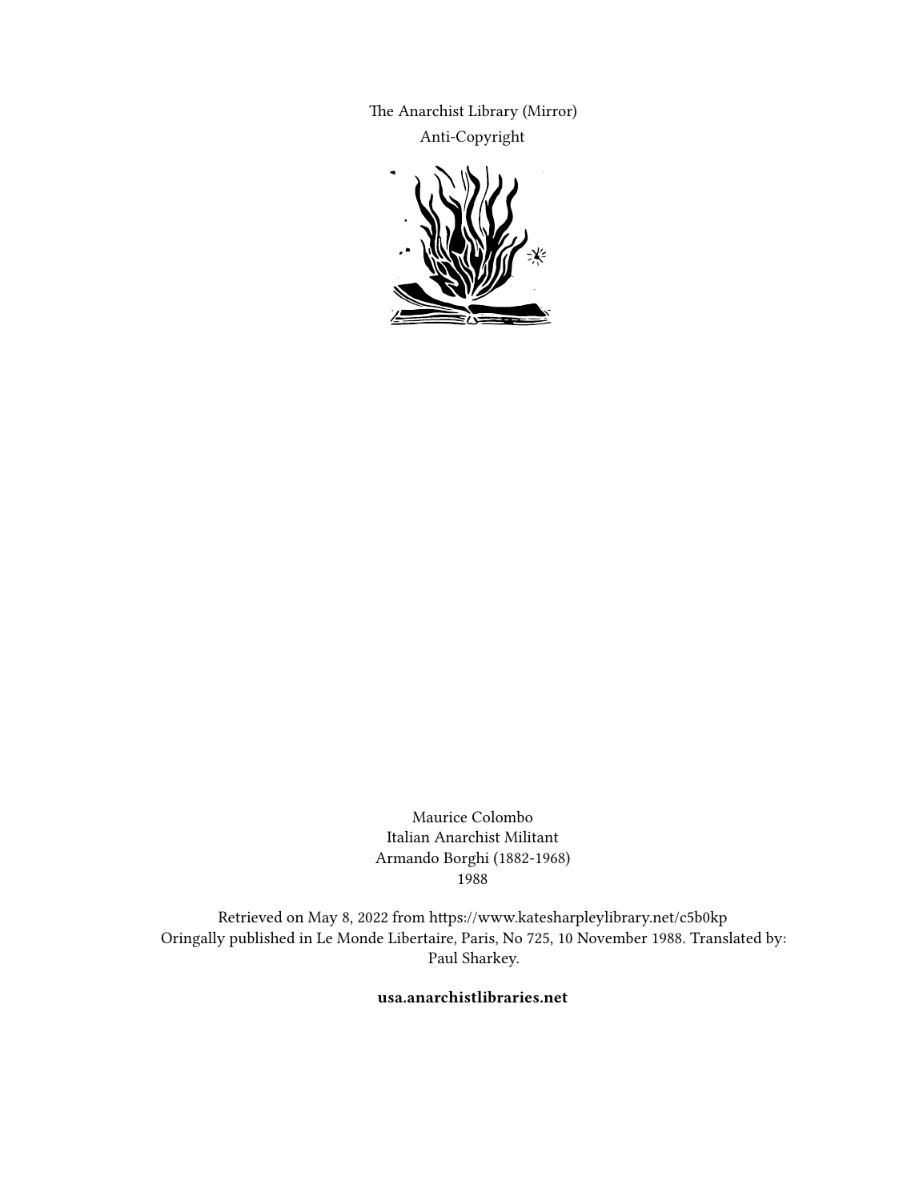The Anarchist Library (Mirror)
Anti-Copyright

Maurice Colombo
Italian Anarchist Militant
Armando Borghi (1882-1968)
1988

Retrieved on May 8, 2022 from https://www.katesharpleylibrary.net/c5b0kp
Oringally published in Le Monde Libertaire, Paris, No 725, 10 November 1988. Translated by: Paul Sharkey.

**usa.anarchistlibraries.net**